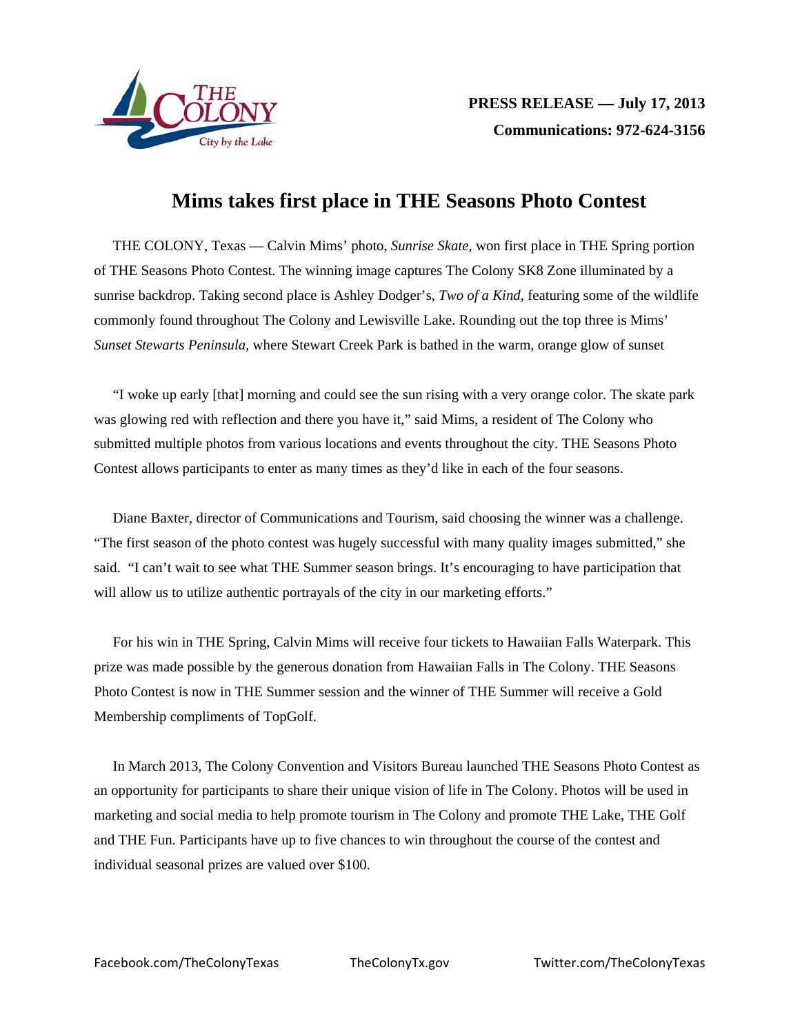**PRESS RELEASE — July 17, 2013**
**Communications: 972-624-3156**

# Mims takes first place in THE Seasons Photo Contest

THE COLONY, Texas — Calvin Mims' photo, *Sunrise Skate,* won first place in THE Spring portion of THE Seasons Photo Contest. The winning image captures The Colony SK8 Zone illuminated by a sunrise backdrop. Taking second place is Ashley Dodger's, *Two of a Kind,* featuring some of the wildlife commonly found throughout The Colony and Lewisville Lake. Rounding out the top three is Mims' *Sunset Stewarts Peninsula,* where Stewart Creek Park is bathed in the warm, orange glow of sunset

"I woke up early [that] morning and could see the sun rising with a very orange color. The skate park was glowing red with reflection and there you have it," said Mims, a resident of The Colony who submitted multiple photos from various locations and events throughout the city. THE Seasons Photo Contest allows participants to enter as many times as they'd like in each of the four seasons.

Diane Baxter, director of Communications and Tourism, said choosing the winner was a challenge. "The first season of the photo contest was hugely successful with many quality images submitted," she said. "I can't wait to see what THE Summer season brings. It's encouraging to have participation that will allow us to utilize authentic portrayals of the city in our marketing efforts."

For his win in THE Spring, Calvin Mims will receive four tickets to Hawaiian Falls Waterpark. This prize was made possible by the generous donation from Hawaiian Falls in The Colony. THE Seasons Photo Contest is now in THE Summer session and the winner of THE Summer will receive a Gold Membership compliments of TopGolf.

In March 2013, The Colony Convention and Visitors Bureau launched THE Seasons Photo Contest as an opportunity for participants to share their unique vision of life in The Colony. Photos will be used in marketing and social media to help promote tourism in The Colony and promote THE Lake, THE Golf and THE Fun. Participants have up to five chances to win throughout the course of the contest and individual seasonal prizes are valued over $100.

Facebook.com/TheColonyTexas TheColonyTx.gov Twitter.com/TheColonyTexas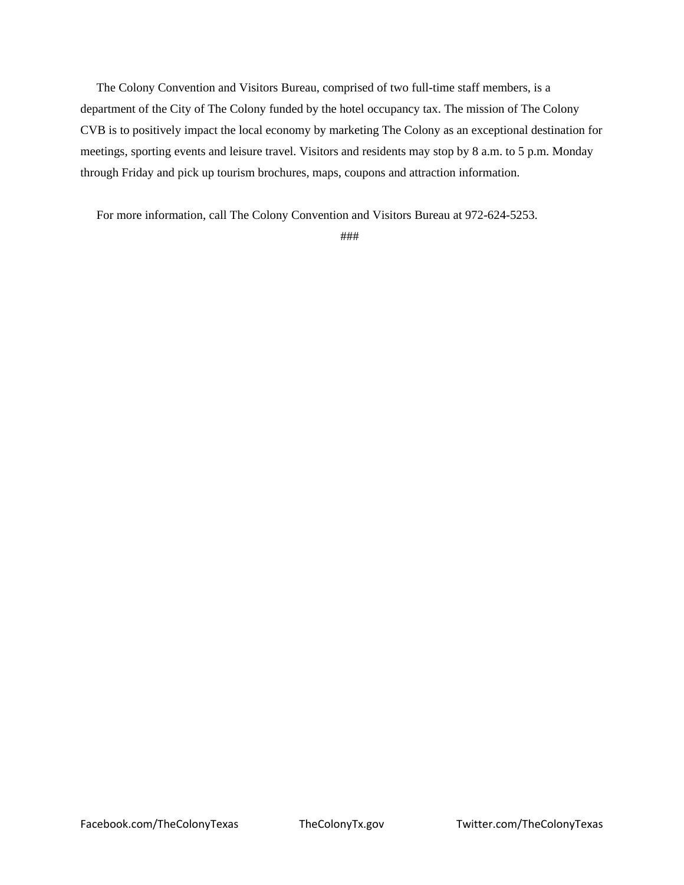The Colony Convention and Visitors Bureau, comprised of two full-time staff members, is a department of the City of The Colony funded by the hotel occupancy tax. The mission of The Colony CVB is to positively impact the local economy by marketing The Colony as an exceptional destination for meetings, sporting events and leisure travel. Visitors and residents may stop by 8 a.m. to 5 p.m. Monday through Friday and pick up tourism brochures, maps, coupons and attraction information.

For more information, call The Colony Convention and Visitors Bureau at 972-624-5253.

###